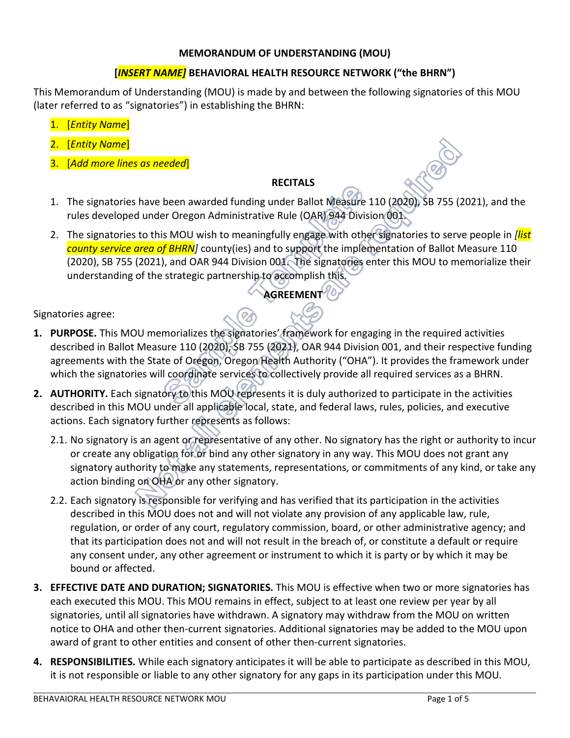**MEMORANDUM OF UNDERSTANDING (MOU)**

**[*INSERT NAME*] BEHAVIORAL HEALTH RESOURCE NETWORK ("the BHRN")**

This Memorandum of Understanding (MOU) is made by and between the following signatories of this MOU (later referred to as "signatories") in establishing the BHRN:

1. [*Entity Name*]
2. [*Entity Name*]
3. [*Add more lines as needed*]

**RECITALS**

1. The signatories have been awarded funding under Ballot Measure 110 (2020), SB 755 (2021), and the rules developed under Oregon Administrative Rule (OAR) 944 Division 001.
2. The signatories to this MOU wish to meaningfully engage with other signatories to serve people in *[list county service area of BHRN]* county(ies) and to support the implementation of Ballot Measure 110 (2020), SB 755 (2021), and OAR 944 Division 001. The signatories enter this MOU to memorialize their understanding of the strategic partnership to accomplish this.

**AGREEMENT**

Signatories agree:

1. **PURPOSE.** This MOU memorializes the signatories' framework for engaging in the required activities described in Ballot Measure 110 (2020), SB 755 (2021), OAR 944 Division 001, and their respective funding agreements with the State of Oregon, Oregon Health Authority ("OHA"). It provides the framework under which the signatories will coordinate services to collectively provide all required services as a BHRN.
2. **AUTHORITY.** Each signatory to this MOU represents it is duly authorized to participate in the activities described in this MOU under all applicable local, state, and federal laws, rules, policies, and executive actions. Each signatory further represents as follows:

   2.1. No signatory is an agent or representative of any other. No signatory has the right or authority to incur or create any obligation for or bind any other signatory in any way. This MOU does not grant any signatory authority to make any statements, representations, or commitments of any kind, or take any action binding on OHA or any other signatory.

   2.2. Each signatory is responsible for verifying and has verified that its participation in the activities described in this MOU does not and will not violate any provision of any applicable law, rule, regulation, or order of any court, regulatory commission, board, or other administrative agency; and that its participation does not and will not result in the breach of, or constitute a default or require any consent under, any other agreement or instrument to which it is party or by which it may be bound or affected.

3. **EFFECTIVE DATE AND DURATION; SIGNATORIES.** This MOU is effective when two or more signatories has each executed this MOU. This MOU remains in effect, subject to at least one review per year by all signatories, until all signatories have withdrawn. A signatory may withdraw from the MOU on written notice to OHA and other then-current signatories. Additional signatories may be added to the MOU upon award of grant to other entities and consent of other then-current signatories.
4. **RESPONSIBILITIES.** While each signatory anticipates it will be able to participate as described in this MOU, it is not responsible or liable to any other signatory for any gaps in its participation under this MOU.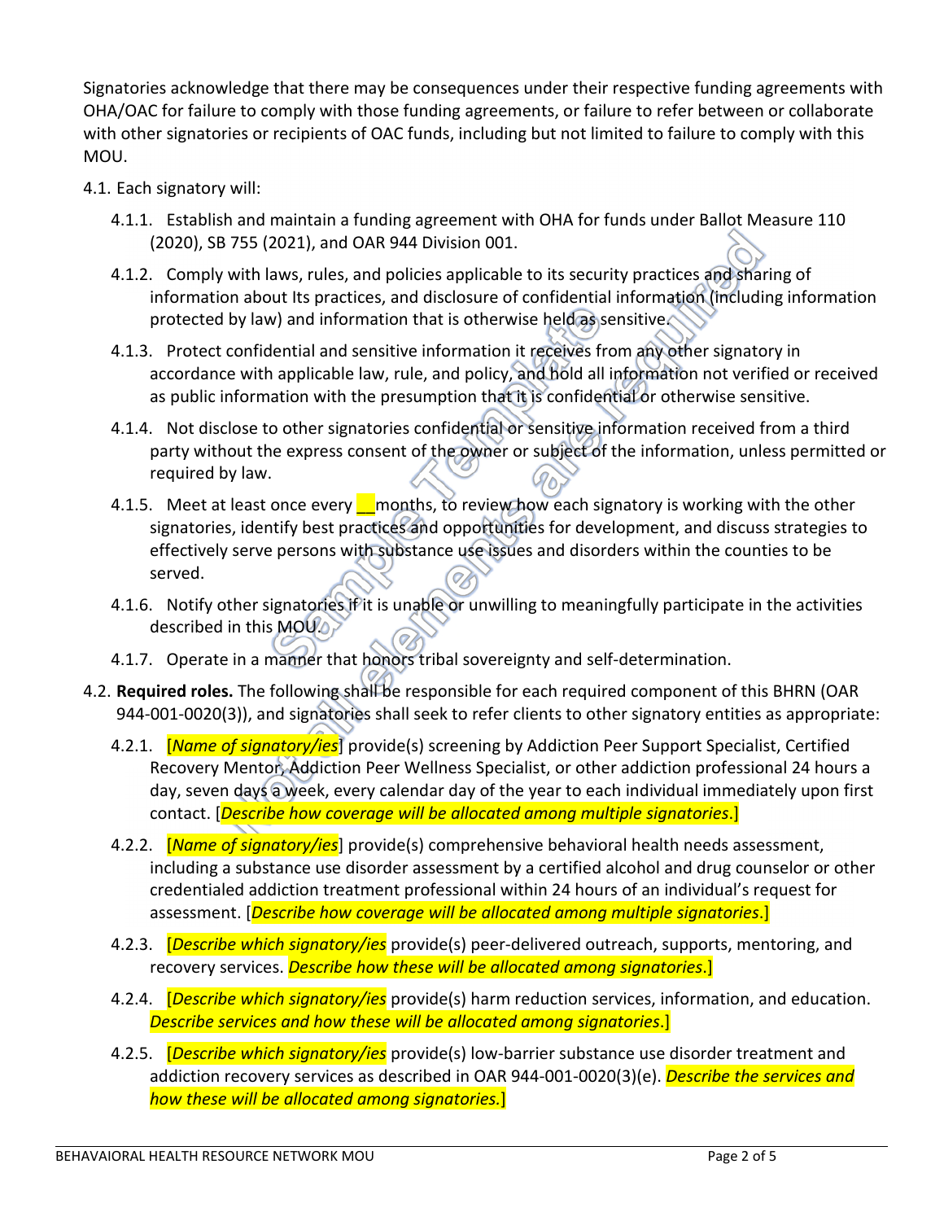Signatories acknowledge that there may be consequences under their respective funding agreements with OHA/OAC for failure to comply with those funding agreements, or failure to refer between or collaborate with other signatories or recipients of OAC funds, including but not limited to failure to comply with this MOU.

4.1. Each signatory will:

4.1.1. Establish and maintain a funding agreement with OHA for funds under Ballot Measure 110 (2020), SB 755 (2021), and OAR 944 Division 001.

4.1.2. Comply with laws, rules, and policies applicable to its security practices and sharing of information about Its practices, and disclosure of confidential information (including information protected by law) and information that is otherwise held as sensitive.

4.1.3. Protect confidential and sensitive information it receives from any other signatory in accordance with applicable law, rule, and policy, and hold all information not verified or received as public information with the presumption that it is confidential or otherwise sensitive.

4.1.4. Not disclose to other signatories confidential or sensitive information received from a third party without the express consent of the owner or subject of the information, unless permitted or required by law.

4.1.5. Meet at least once every __ months, to review how each signatory is working with the other signatories, identify best practices and opportunities for development, and discuss strategies to effectively serve persons with substance use issues and disorders within the counties to be served.

4.1.6. Notify other signatories if it is unable or unwilling to meaningfully participate in the activities described in this MOU.

4.1.7. Operate in a manner that honors tribal sovereignty and self-determination.

4.2. **Required roles.** The following shall be responsible for each required component of this BHRN (OAR 944-001-0020(3)), and signatories shall seek to refer clients to other signatory entities as appropriate:

4.2.1. [*Name of signatory/ies*] provide(s) screening by Addiction Peer Support Specialist, Certified Recovery Mentor, Addiction Peer Wellness Specialist, or other addiction professional 24 hours a day, seven days a week, every calendar day of the year to each individual immediately upon first contact. [*Describe how coverage will be allocated among multiple signatories*.]

4.2.2. [*Name of signatory/ies*] provide(s) comprehensive behavioral health needs assessment, including a substance use disorder assessment by a certified alcohol and drug counselor or other credentialed addiction treatment professional within 24 hours of an individual's request for assessment. [*Describe how coverage will be allocated among multiple signatories*.]

4.2.3. [*Describe which signatory/ies* provide(s) peer-delivered outreach, supports, mentoring, and recovery services. *Describe how these will be allocated among signatories*.]

4.2.4. [*Describe which signatory/ies* provide(s) harm reduction services, information, and education. *Describe services and how these will be allocated among signatories*.]

4.2.5. [*Describe which signatory/ies* provide(s) low-barrier substance use disorder treatment and addiction recovery services as described in OAR 944-001-0020(3)(e). *Describe the services and how these will be allocated among signatories.*]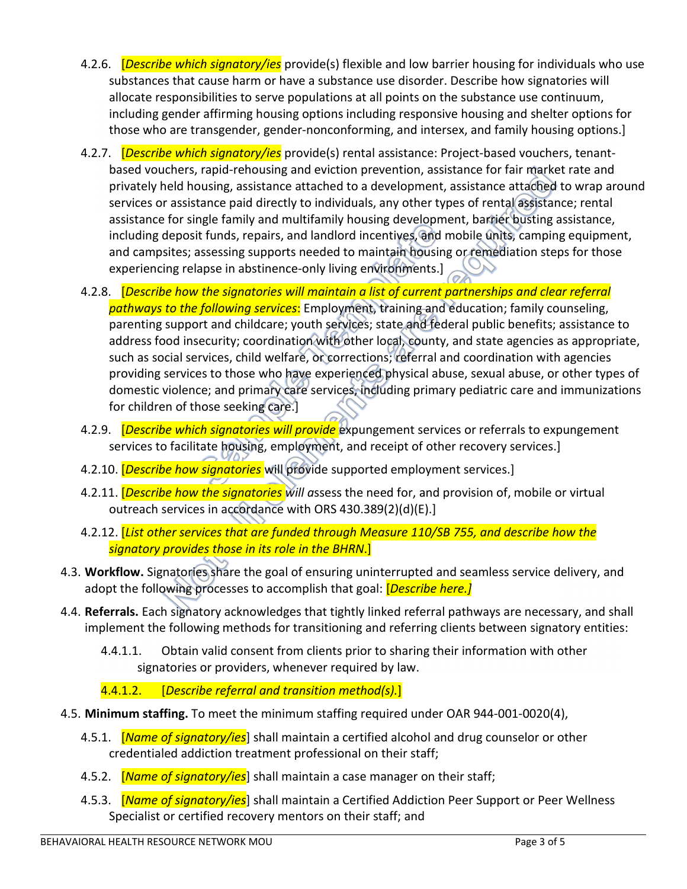4.2.6. [*Describe which signatory/ies* provide(s) flexible and low barrier housing for individuals who use substances that cause harm or have a substance use disorder. Describe how signatories will allocate responsibilities to serve populations at all points on the substance use continuum, including gender affirming housing options including responsive housing and shelter options for those who are transgender, gender-nonconforming, and intersex, and family housing options.]

4.2.7. [*Describe which signatory/ies* provide(s) rental assistance: Project-based vouchers, tenant-based vouchers, rapid-rehousing and eviction prevention, assistance for fair market rate and privately held housing, assistance attached to a development, assistance attached to wrap around services or assistance paid directly to individuals, any other types of rental assistance; rental assistance for single family and multifamily housing development, barrier busting assistance, including deposit funds, repairs, and landlord incentives, and mobile units, camping equipment, and campsites; assessing supports needed to maintain housing or remediation steps for those experiencing relapse in abstinence-only living environments.]

4.2.8. [*Describe how the signatories will maintain a list of current partnerships and clear referral pathways to the following services*: Employment, training and education; family counseling, parenting support and childcare; youth services; state and federal public benefits; assistance to address food insecurity; coordination with other local, county, and state agencies as appropriate, such as social services, child welfare, or corrections; referral and coordination with agencies providing services to those who have experienced physical abuse, sexual abuse, or other types of domestic violence; and primary care services, including primary pediatric care and immunizations for children of those seeking care.]

4.2.9. [*Describe which signatories will provide* expungement services or referrals to expungement services to facilitate housing, employment, and receipt of other recovery services.]

4.2.10. [*Describe how signatories* will provide supported employment services.]

4.2.11. [*Describe how the signatories will a*ssess the need for, and provision of, mobile or virtual outreach services in accordance with ORS 430.389(2)(d)(E).]

4.2.12. [*List other services that are funded through Measure 110/SB 755, and describe how the signatory provides those in its role in the BHRN*.]

4.3. **Workflow.** Signatories share the goal of ensuring uninterrupted and seamless service delivery, and adopt the following processes to accomplish that goal: [*Describe here.]*

4.4. **Referrals.** Each signatory acknowledges that tightly linked referral pathways are necessary, and shall implement the following methods for transitioning and referring clients between signatory entities:

4.4.1.1. Obtain valid consent from clients prior to sharing their information with other signatories or providers, whenever required by law.

4.4.1.2. [*Describe referral and transition method(s).*]

4.5. **Minimum staffing.** To meet the minimum staffing required under OAR 944-001-0020(4),

4.5.1. [*Name of signatory/ies*] shall maintain a certified alcohol and drug counselor or other credentialed addiction treatment professional on their staff;

4.5.2. [*Name of signatory/ies*] shall maintain a case manager on their staff;

4.5.3. [*Name of signatory/ies*] shall maintain a Certified Addiction Peer Support or Peer Wellness Specialist or certified recovery mentors on their staff; and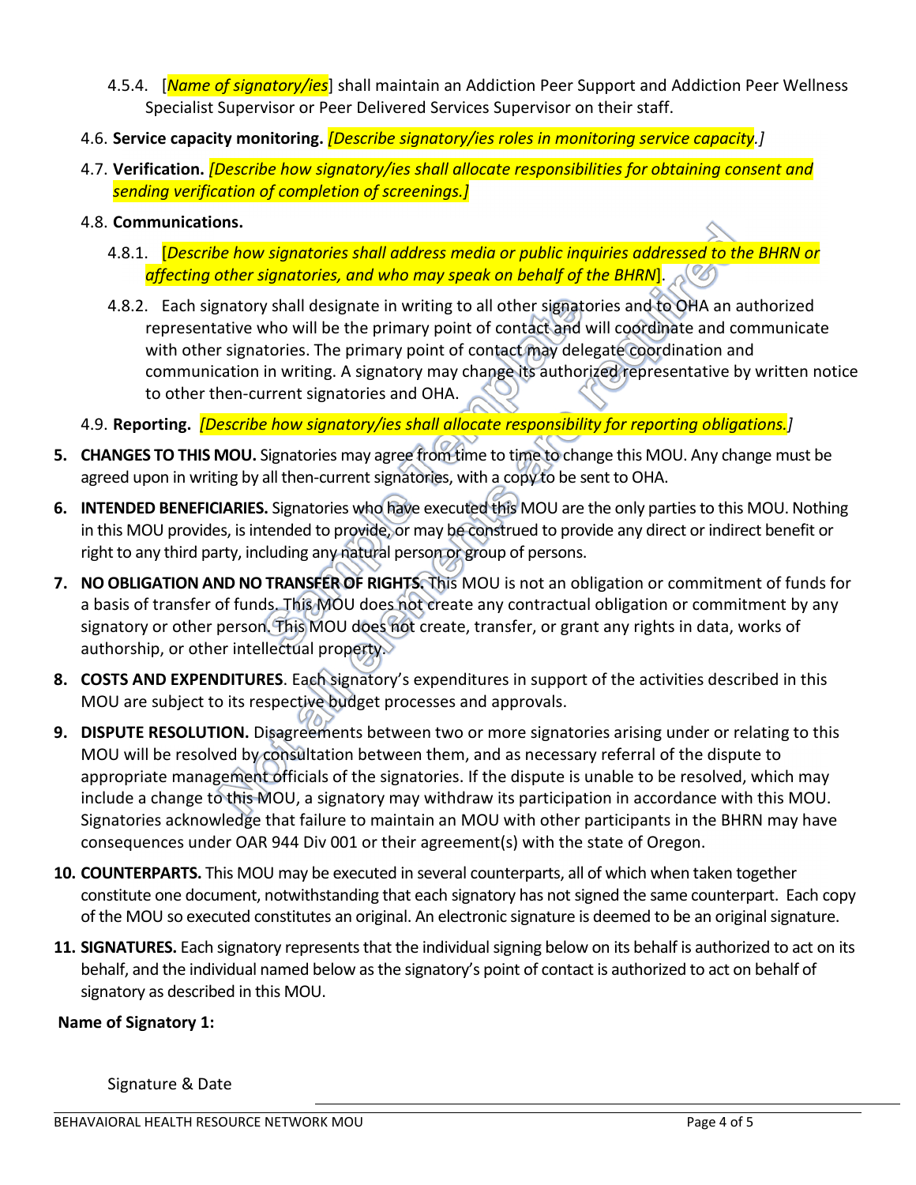4.5.4. [*Name of signatory/ies*] shall maintain an Addiction Peer Support and Addiction Peer Wellness Specialist Supervisor or Peer Delivered Services Supervisor on their staff.

4.6. **Service capacity monitoring.** *[Describe signatory/ies roles in monitoring service capacity.]*

4.7. **Verification.** *[Describe how signatory/ies shall allocate responsibilities for obtaining consent and sending verification of completion of screenings.]*

4.8. **Communications.**

4.8.1. [*Describe how signatories shall address media or public inquiries addressed to the BHRN or affecting other signatories, and who may speak on behalf of the BHRN*].

4.8.2. Each signatory shall designate in writing to all other signatories and to OHA an authorized representative who will be the primary point of contact and will coordinate and communicate with other signatories. The primary point of contact may delegate coordination and communication in writing. A signatory may change its authorized representative by written notice to other then-current signatories and OHA.

4.9. **Reporting.** *[Describe how signatory/ies shall allocate responsibility for reporting obligations.]*

5. **CHANGES TO THIS MOU.** Signatories may agree from time to time to change this MOU. Any change must be agreed upon in writing by all then-current signatories, with a copy to be sent to OHA.

6. **INTENDED BENEFICIARIES.** Signatories who have executed this MOU are the only parties to this MOU. Nothing in this MOU provides, is intended to provide, or may be construed to provide any direct or indirect benefit or right to any third party, including any natural person or group of persons.

7. **NO OBLIGATION AND NO TRANSFER OF RIGHTS.** This MOU is not an obligation or commitment of funds for a basis of transfer of funds. This MOU does not create any contractual obligation or commitment by any signatory or other person. This MOU does not create, transfer, or grant any rights in data, works of authorship, or other intellectual property.

8. **COSTS AND EXPENDITURES**. Each signatory's expenditures in support of the activities described in this MOU are subject to its respective budget processes and approvals.

9. **DISPUTE RESOLUTION.** Disagreements between two or more signatories arising under or relating to this MOU will be resolved by consultation between them, and as necessary referral of the dispute to appropriate management officials of the signatories. If the dispute is unable to be resolved, which may include a change to this MOU, a signatory may withdraw its participation in accordance with this MOU. Signatories acknowledge that failure to maintain an MOU with other participants in the BHRN may have consequences under OAR 944 Div 001 or their agreement(s) with the state of Oregon.

10. **COUNTERPARTS.** This MOU may be executed in several counterparts, all of which when taken together constitute one document, notwithstanding that each signatory has not signed the same counterpart. Each copy of the MOU so executed constitutes an original. An electronic signature is deemed to be an original signature.

11. **SIGNATURES.** Each signatory represents that the individual signing below on its behalf is authorized to act on its behalf, and the individual named below as the signatory's point of contact is authorized to act on behalf of signatory as described in this MOU.

**Name of Signatory 1:**

Signature & Date ______________________________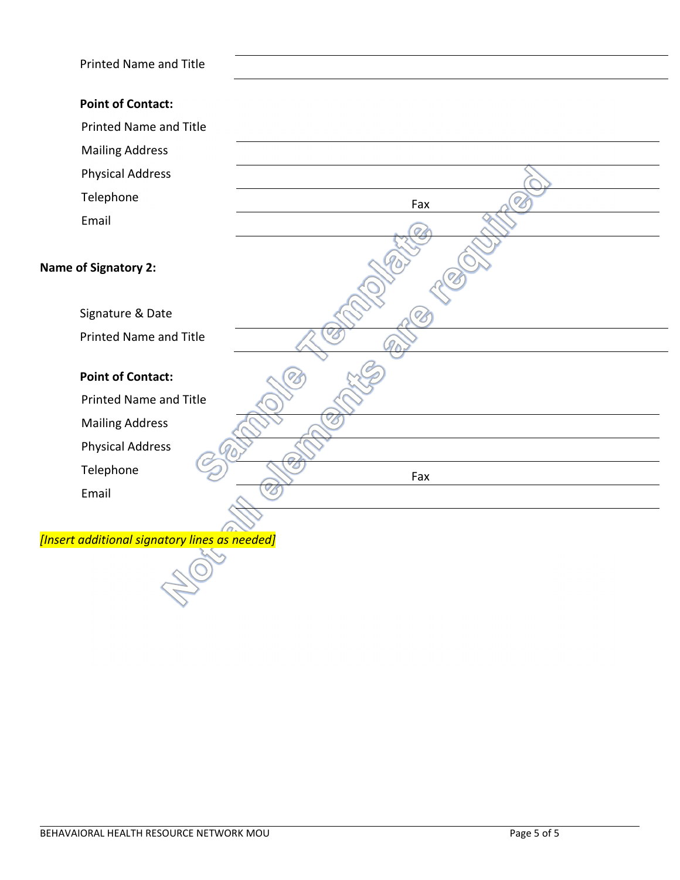Printed Name and Title

**Point of Contact:**

Printed Name and Title

Mailing Address

Physical Address

Telephone Fax

Email

**Name of Signatory 2:**

Signature & Date

Printed Name and Title

**Point of Contact:**

Printed Name and Title

Mailing Address

Physical Address

Telephone Fax

Email

*[Insert additional signatory lines as needed]*

Sample Template
Not all elements are required